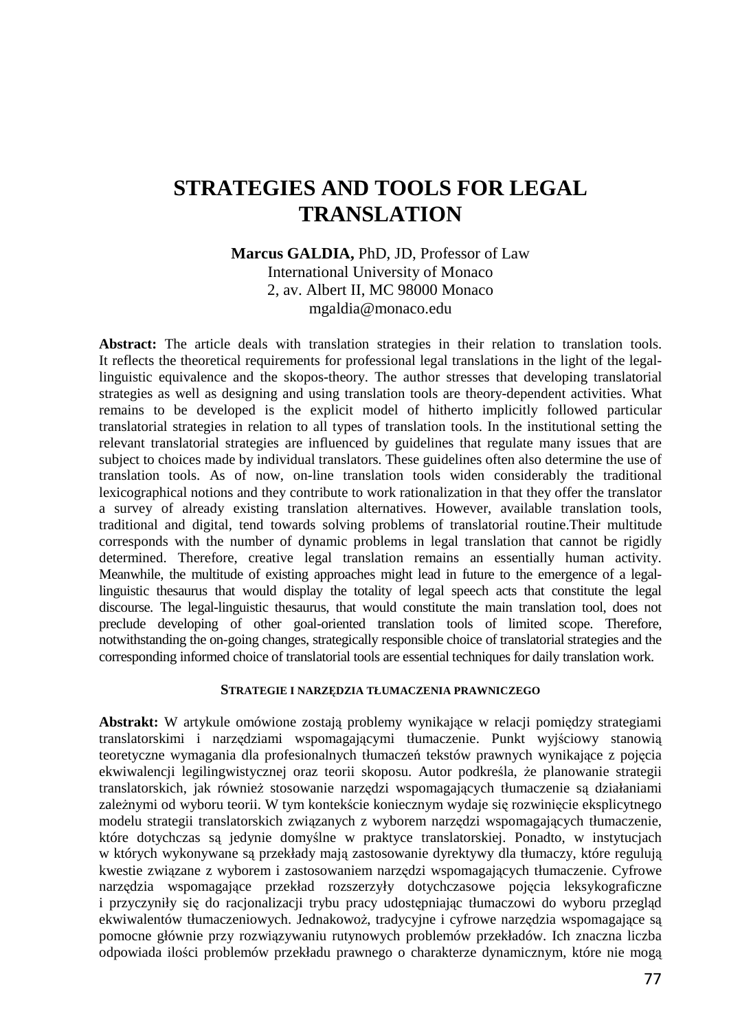# STRATEGIES AND TOOLS FOR LEGAL TRANSLATION

**Marcus GALDIA,** PhD, JD, Professor of Law
International University of Monaco
2, av. Albert II, MC 98000 Monaco
mgaldia@monaco.edu

**Abstract:** The article deals with translation strategies in their relation to translation tools. It reflects the theoretical requirements for professional legal translations in the light of the legal-linguistic equivalence and the skopos-theory. The author stresses that developing translatorial strategies as well as designing and using translation tools are theory-dependent activities. What remains to be developed is the explicit model of hitherto implicitly followed particular translatorial strategies in relation to all types of translation tools. In the institutional setting the relevant translatorial strategies are influenced by guidelines that regulate many issues that are subject to choices made by individual translators. These guidelines often also determine the use of translation tools. As of now, on-line translation tools widen considerably the traditional lexicographical notions and they contribute to work rationalization in that they offer the translator a survey of already existing translation alternatives. However, available translation tools, traditional and digital, tend towards solving problems of translatorial routine.Their multitude corresponds with the number of dynamic problems in legal translation that cannot be rigidly determined. Therefore, creative legal translation remains an essentially human activity. Meanwhile, the multitude of existing approaches might lead in future to the emergence of a legal-linguistic thesaurus that would display the totality of legal speech acts that constitute the legal discourse. The legal-linguistic thesaurus, that would constitute the main translation tool, does not preclude developing of other goal-oriented translation tools of limited scope. Therefore, notwithstanding the on-going changes, strategically responsible choice of translatorial strategies and the corresponding informed choice of translatorial tools are essential techniques for daily translation work.

#### STRATEGIE I NARZĘDZIA TŁUMACZENIA PRAWNICZEGO

**Abstrakt:** W artykule omówione zostają problemy wynikające w relacji pomiędzy strategiami translatorskimi i narzędziami wspomagającymi tłumaczenie. Punkt wyjściowy stanowią teoretyczne wymagania dla profesionalnych tłumaczeń tekstów prawnych wynikające z pojęcia ekwiwalencji legilingwistycznej oraz teorii skoposu. Autor podkreśla, że planowanie strategii translatorskich, jak również stosowanie narzędzi wspomagających tłumaczenie są działaniami zależnymi od wyboru teorii. W tym kontekście koniecznym wydaje się rozwinięcie eksplicytnego modelu strategii translatorskich związanych z wyborem narzędzi wspomagających tłumaczenie, które dotychczas są jedynie domyślne w praktyce translatorskiej. Ponadto, w instytucjach w których wykonywane są przekłady mają zastosowanie dyrektywy dla tłumaczy, które regulują kwestie związane z wyborem i zastosowaniem narzędzi wspomagających tłumaczenie. Cyfrowe narzędzia wspomagające przekład rozszerzyły dotychczasowe pojęcia leksykograficzne i przyczyniły się do racjonalizacji trybu pracy udostępniając tłumaczowi do wyboru przegląd ekwiwalentów tłumaczeniowych. Jednakowoż, tradycyjne i cyfrowe narzędzia wspomagające są pomocne głównie przy rozwiązywaniu rutynowych problemów przekładów. Ich znaczna liczba odpowiada ilości problemów przekładu prawnego o charakterze dynamicznym, które nie mogą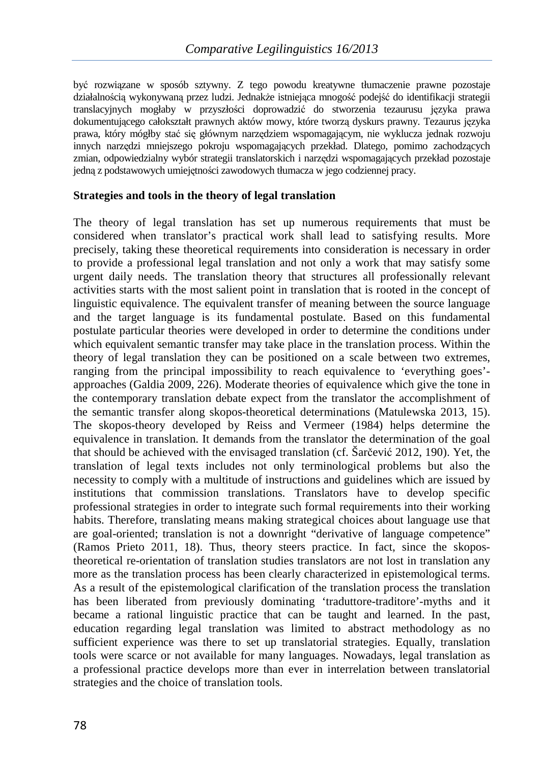być rozwiązane w sposób sztywny. Z tego powodu kreatywne tłumaczenie prawne pozostaje działalnością wykonywaną przez ludzi. Jednakże istniejąca mnogość podejść do identyfikacji strategii translacyjnych mogłaby w przyszłości doprowadzić do stworzenia tezaurusu języka prawa dokumentującego całokształt prawnych aktów mowy, które tworzą dyskurs prawny. Tezaurus języka prawa, który mógłby stać się głównym narzędziem wspomagającym, nie wyklucza jednak rozwoju innych narzędzi mniejszego pokroju wspomagających przekład. Dlatego, pomimo zachodzących zmian, odpowiedzialny wybór strategii translatorskich i narzędzi wspomagających przekład pozostaje jedną z podstawowych umiejętności zawodowych tłumacza w jego codziennej pracy.

## Strategies and tools in the theory of legal translation

The theory of legal translation has set up numerous requirements that must be considered when translator's practical work shall lead to satisfying results. More precisely, taking these theoretical requirements into consideration is necessary in order to provide a professional legal translation and not only a work that may satisfy some urgent daily needs. The translation theory that structures all professionally relevant activities starts with the most salient point in translation that is rooted in the concept of linguistic equivalence. The equivalent transfer of meaning between the source language and the target language is its fundamental postulate. Based on this fundamental postulate particular theories were developed in order to determine the conditions under which equivalent semantic transfer may take place in the translation process. Within the theory of legal translation they can be positioned on a scale between two extremes, ranging from the principal impossibility to reach equivalence to 'everything goes'-approaches (Galdia 2009, 226). Moderate theories of equivalence which give the tone in the contemporary translation debate expect from the translator the accomplishment of the semantic transfer along skopos-theoretical determinations (Matulewska 2013, 15). The skopos-theory developed by Reiss and Vermeer (1984) helps determine the equivalence in translation. It demands from the translator the determination of the goal that should be achieved with the envisaged translation (cf. Šarčević 2012, 190). Yet, the translation of legal texts includes not only terminological problems but also the necessity to comply with a multitude of instructions and guidelines which are issued by institutions that commission translations. Translators have to develop specific professional strategies in order to integrate such formal requirements into their working habits. Therefore, translating means making strategical choices about language use that are goal-oriented; translation is not a downright "derivative of language competence" (Ramos Prieto 2011, 18). Thus, theory steers practice. In fact, since the skopos-theoretical re-orientation of translation studies translators are not lost in translation any more as the translation process has been clearly characterized in epistemological terms. As a result of the epistemological clarification of the translation process the translation has been liberated from previously dominating 'traduttore-traditore'-myths and it became a rational linguistic practice that can be taught and learned. In the past, education regarding legal translation was limited to abstract methodology as no sufficient experience was there to set up translatorial strategies. Equally, translation tools were scarce or not available for many languages. Nowadays, legal translation as a professional practice develops more than ever in interrelation between translatorial strategies and the choice of translation tools.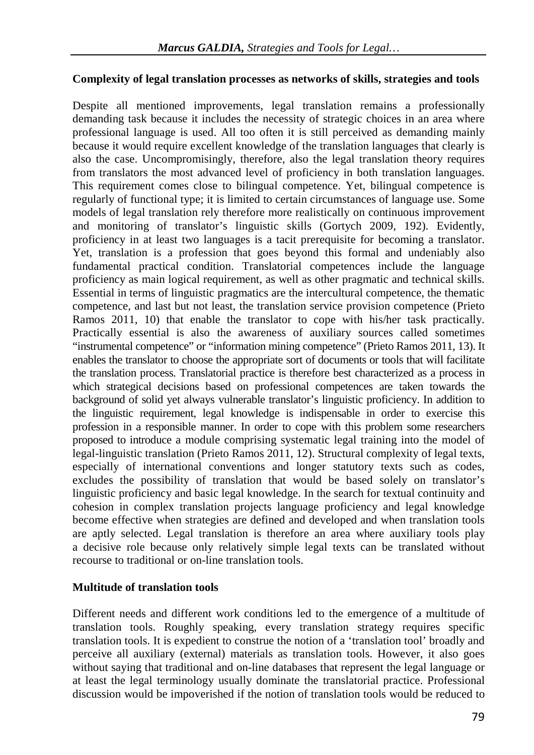**Complexity of legal translation processes as networks of skills, strategies and tools**

Despite all mentioned improvements, legal translation remains a professionally demanding task because it includes the necessity of strategic choices in an area where professional language is used. All too often it is still perceived as demanding mainly because it would require excellent knowledge of the translation languages that clearly is also the case. Uncompromisingly, therefore, also the legal translation theory requires from translators the most advanced level of proficiency in both translation languages. This requirement comes close to bilingual competence. Yet, bilingual competence is regularly of functional type; it is limited to certain circumstances of language use. Some models of legal translation rely therefore more realistically on continuous improvement and monitoring of translator's linguistic skills (Gortych 2009, 192). Evidently, proficiency in at least two languages is a tacit prerequisite for becoming a translator. Yet, translation is a profession that goes beyond this formal and undeniably also fundamental practical condition. Translatorial competences include the language proficiency as main logical requirement, as well as other pragmatic and technical skills. Essential in terms of linguistic pragmatics are the intercultural competence, the thematic competence, and last but not least, the translation service provision competence (Prieto Ramos 2011, 10) that enable the translator to cope with his/her task practically. Practically essential is also the awareness of auxiliary sources called sometimes "instrumental competence" or "information mining competence" (Prieto Ramos 2011, 13). It enables the translator to choose the appropriate sort of documents or tools that will facilitate the translation process. Translatorial practice is therefore best characterized as a process in which strategical decisions based on professional competences are taken towards the background of solid yet always vulnerable translator's linguistic proficiency. In addition to the linguistic requirement, legal knowledge is indispensable in order to exercise this profession in a responsible manner. In order to cope with this problem some researchers proposed to introduce a module comprising systematic legal training into the model of legal-linguistic translation (Prieto Ramos 2011, 12). Structural complexity of legal texts, especially of international conventions and longer statutory texts such as codes, excludes the possibility of translation that would be based solely on translator's linguistic proficiency and basic legal knowledge. In the search for textual continuity and cohesion in complex translation projects language proficiency and legal knowledge become effective when strategies are defined and developed and when translation tools are aptly selected. Legal translation is therefore an area where auxiliary tools play a decisive role because only relatively simple legal texts can be translated without recourse to traditional or on-line translation tools.

**Multitude of translation tools**

Different needs and different work conditions led to the emergence of a multitude of translation tools. Roughly speaking, every translation strategy requires specific translation tools. It is expedient to construe the notion of a 'translation tool' broadly and perceive all auxiliary (external) materials as translation tools. However, it also goes without saying that traditional and on-line databases that represent the legal language or at least the legal terminology usually dominate the translatorial practice. Professional discussion would be impoverished if the notion of translation tools would be reduced to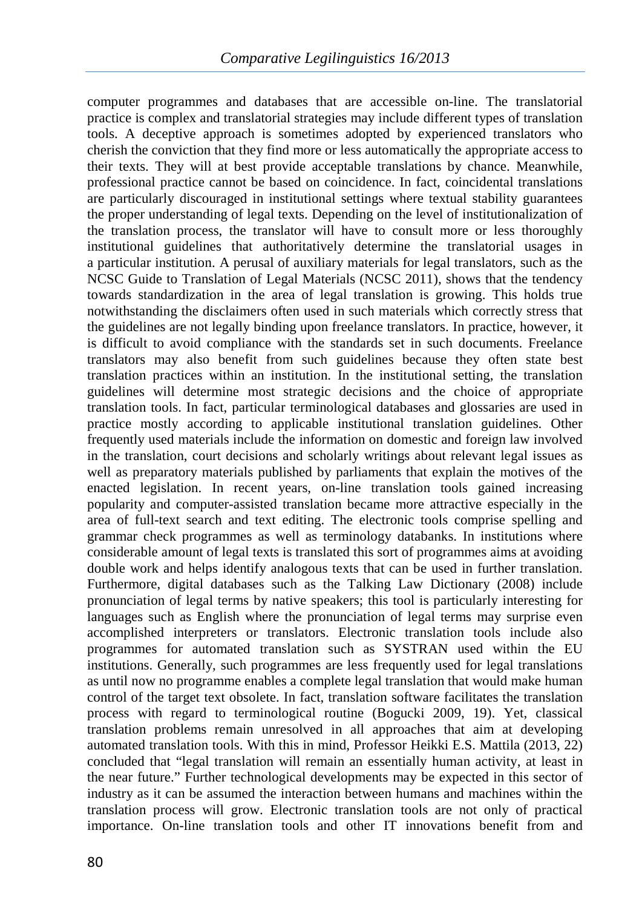computer programmes and databases that are accessible on-line. The translatorial practice is complex and translatorial strategies may include different types of translation tools. A deceptive approach is sometimes adopted by experienced translators who cherish the conviction that they find more or less automatically the appropriate access to their texts. They will at best provide acceptable translations by chance. Meanwhile, professional practice cannot be based on coincidence. In fact, coincidental translations are particularly discouraged in institutional settings where textual stability guarantees the proper understanding of legal texts. Depending on the level of institutionalization of the translation process, the translator will have to consult more or less thoroughly institutional guidelines that authoritatively determine the translatorial usages in a particular institution. A perusal of auxiliary materials for legal translators, such as the NCSC Guide to Translation of Legal Materials (NCSC 2011), shows that the tendency towards standardization in the area of legal translation is growing. This holds true notwithstanding the disclaimers often used in such materials which correctly stress that the guidelines are not legally binding upon freelance translators. In practice, however, it is difficult to avoid compliance with the standards set in such documents. Freelance translators may also benefit from such guidelines because they often state best translation practices within an institution. In the institutional setting, the translation guidelines will determine most strategic decisions and the choice of appropriate translation tools. In fact, particular terminological databases and glossaries are used in practice mostly according to applicable institutional translation guidelines. Other frequently used materials include the information on domestic and foreign law involved in the translation, court decisions and scholarly writings about relevant legal issues as well as preparatory materials published by parliaments that explain the motives of the enacted legislation. In recent years, on-line translation tools gained increasing popularity and computer-assisted translation became more attractive especially in the area of full-text search and text editing. The electronic tools comprise spelling and grammar check programmes as well as terminology databanks. In institutions where considerable amount of legal texts is translated this sort of programmes aims at avoiding double work and helps identify analogous texts that can be used in further translation. Furthermore, digital databases such as the Talking Law Dictionary (2008) include pronunciation of legal terms by native speakers; this tool is particularly interesting for languages such as English where the pronunciation of legal terms may surprise even accomplished interpreters or translators. Electronic translation tools include also programmes for automated translation such as SYSTRAN used within the EU institutions. Generally, such programmes are less frequently used for legal translations as until now no programme enables a complete legal translation that would make human control of the target text obsolete. In fact, translation software facilitates the translation process with regard to terminological routine (Bogucki 2009, 19). Yet, classical translation problems remain unresolved in all approaches that aim at developing automated translation tools. With this in mind, Professor Heikki E.S. Mattila (2013, 22) concluded that "legal translation will remain an essentially human activity, at least in the near future." Further technological developments may be expected in this sector of industry as it can be assumed the interaction between humans and machines within the translation process will grow. Electronic translation tools are not only of practical importance. On-line translation tools and other IT innovations benefit from and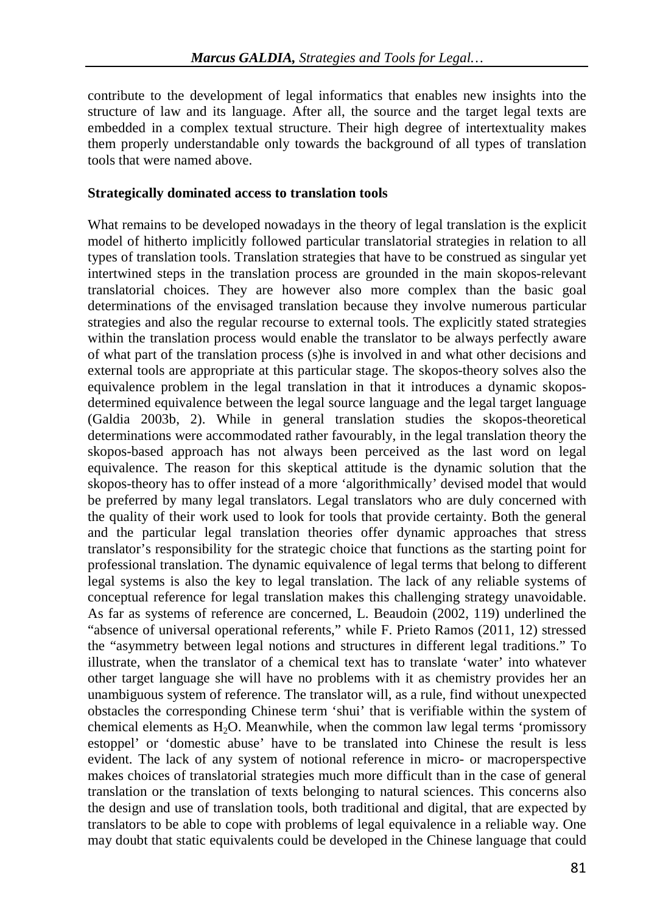contribute to the development of legal informatics that enables new insights into the structure of law and its language. After all, the source and the target legal texts are embedded in a complex textual structure. Their high degree of intertextuality makes them properly understandable only towards the background of all types of translation tools that were named above.

**Strategically dominated access to translation tools**

What remains to be developed nowadays in the theory of legal translation is the explicit model of hitherto implicitly followed particular translatorial strategies in relation to all types of translation tools. Translation strategies that have to be construed as singular yet intertwined steps in the translation process are grounded in the main skopos-relevant translatorial choices. They are however also more complex than the basic goal determinations of the envisaged translation because they involve numerous particular strategies and also the regular recourse to external tools. The explicitly stated strategies within the translation process would enable the translator to be always perfectly aware of what part of the translation process (s)he is involved in and what other decisions and external tools are appropriate at this particular stage. The skopos-theory solves also the equivalence problem in the legal translation in that it introduces a dynamic skopos-determined equivalence between the legal source language and the legal target language (Galdia 2003b, 2). While in general translation studies the skopos-theoretical determinations were accommodated rather favourably, in the legal translation theory the skopos-based approach has not always been perceived as the last word on legal equivalence. The reason for this skeptical attitude is the dynamic solution that the skopos-theory has to offer instead of a more 'algorithmically' devised model that would be preferred by many legal translators. Legal translators who are duly concerned with the quality of their work used to look for tools that provide certainty. Both the general and the particular legal translation theories offer dynamic approaches that stress translator's responsibility for the strategic choice that functions as the starting point for professional translation. The dynamic equivalence of legal terms that belong to different legal systems is also the key to legal translation. The lack of any reliable systems of conceptual reference for legal translation makes this challenging strategy unavoidable. As far as systems of reference are concerned, L. Beaudoin (2002, 119) underlined the "absence of universal operational referents," while F. Prieto Ramos (2011, 12) stressed the "asymmetry between legal notions and structures in different legal traditions." To illustrate, when the translator of a chemical text has to translate 'water' into whatever other target language she will have no problems with it as chemistry provides her an unambiguous system of reference. The translator will, as a rule, find without unexpected obstacles the corresponding Chinese term 'shui' that is verifiable within the system of chemical elements as $H_2O$. Meanwhile, when the common law legal terms 'promissory estoppel' or 'domestic abuse' have to be translated into Chinese the result is less evident. The lack of any system of notional reference in micro- or macroperspective makes choices of translatorial strategies much more difficult than in the case of general translation or the translation of texts belonging to natural sciences. This concerns also the design and use of translation tools, both traditional and digital, that are expected by translators to be able to cope with problems of legal equivalence in a reliable way. One may doubt that static equivalents could be developed in the Chinese language that could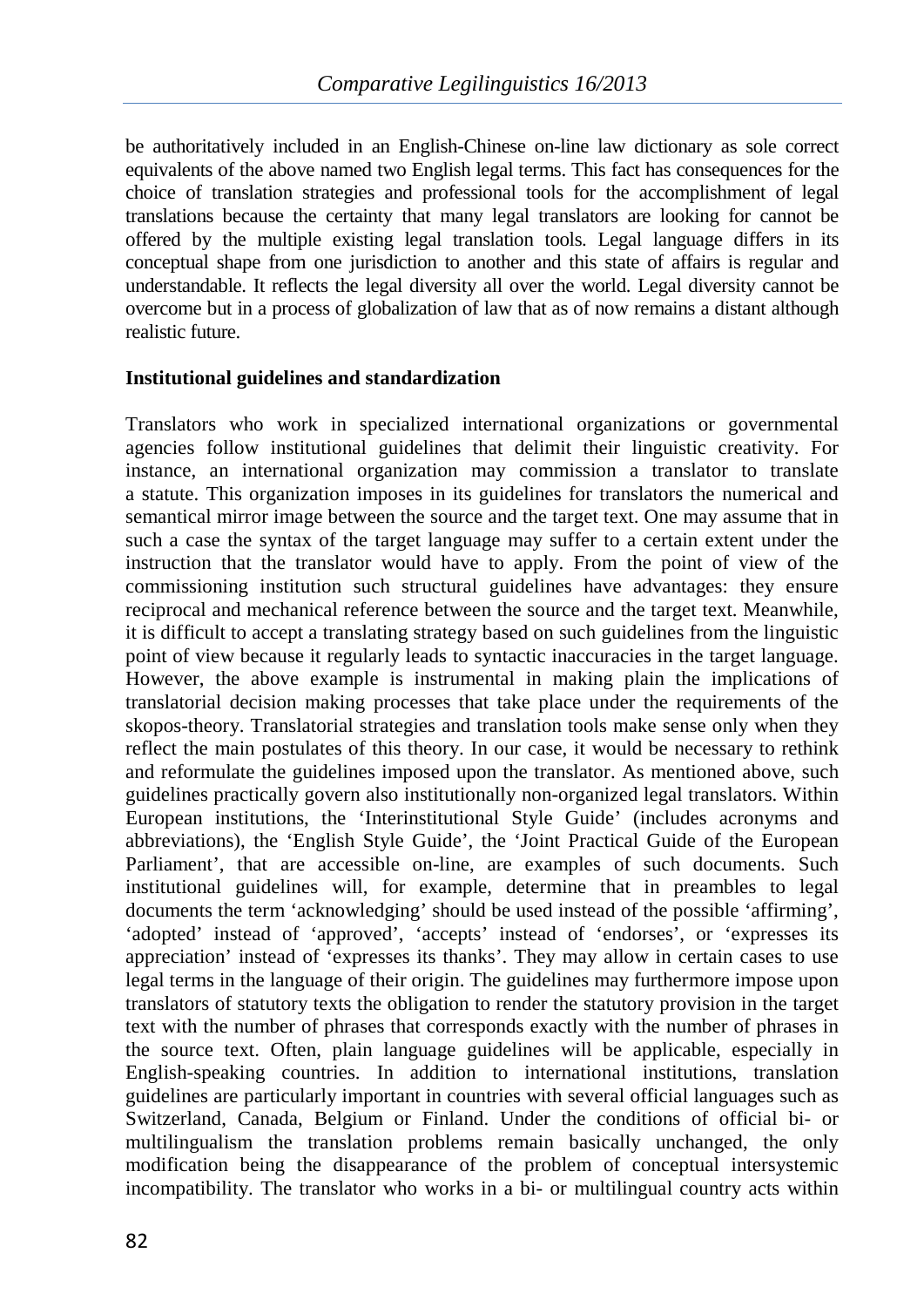be authoritatively included in an English-Chinese on-line law dictionary as sole correct equivalents of the above named two English legal terms. This fact has consequences for the choice of translation strategies and professional tools for the accomplishment of legal translations because the certainty that many legal translators are looking for cannot be offered by the multiple existing legal translation tools. Legal language differs in its conceptual shape from one jurisdiction to another and this state of affairs is regular and understandable. It reflects the legal diversity all over the world. Legal diversity cannot be overcome but in a process of globalization of law that as of now remains a distant although realistic future.

**Institutional guidelines and standardization**

Translators who work in specialized international organizations or governmental agencies follow institutional guidelines that delimit their linguistic creativity. For instance, an international organization may commission a translator to translate a statute. This organization imposes in its guidelines for translators the numerical and semantical mirror image between the source and the target text. One may assume that in such a case the syntax of the target language may suffer to a certain extent under the instruction that the translator would have to apply. From the point of view of the commissioning institution such structural guidelines have advantages: they ensure reciprocal and mechanical reference between the source and the target text. Meanwhile, it is difficult to accept a translating strategy based on such guidelines from the linguistic point of view because it regularly leads to syntactic inaccuracies in the target language. However, the above example is instrumental in making plain the implications of translatorial decision making processes that take place under the requirements of the skopos-theory. Translatorial strategies and translation tools make sense only when they reflect the main postulates of this theory. In our case, it would be necessary to rethink and reformulate the guidelines imposed upon the translator. As mentioned above, such guidelines practically govern also institutionally non-organized legal translators. Within European institutions, the 'Interinstitutional Style Guide' (includes acronyms and abbreviations), the 'English Style Guide', the 'Joint Practical Guide of the European Parliament', that are accessible on-line, are examples of such documents. Such institutional guidelines will, for example, determine that in preambles to legal documents the term 'acknowledging' should be used instead of the possible 'affirming', 'adopted' instead of 'approved', 'accepts' instead of 'endorses', or 'expresses its appreciation' instead of 'expresses its thanks'. They may allow in certain cases to use legal terms in the language of their origin. The guidelines may furthermore impose upon translators of statutory texts the obligation to render the statutory provision in the target text with the number of phrases that corresponds exactly with the number of phrases in the source text. Often, plain language guidelines will be applicable, especially in English-speaking countries. In addition to international institutions, translation guidelines are particularly important in countries with several official languages such as Switzerland, Canada, Belgium or Finland. Under the conditions of official bi- or multilingualism the translation problems remain basically unchanged, the only modification being the disappearance of the problem of conceptual intersystemic incompatibility. The translator who works in a bi- or multilingual country acts within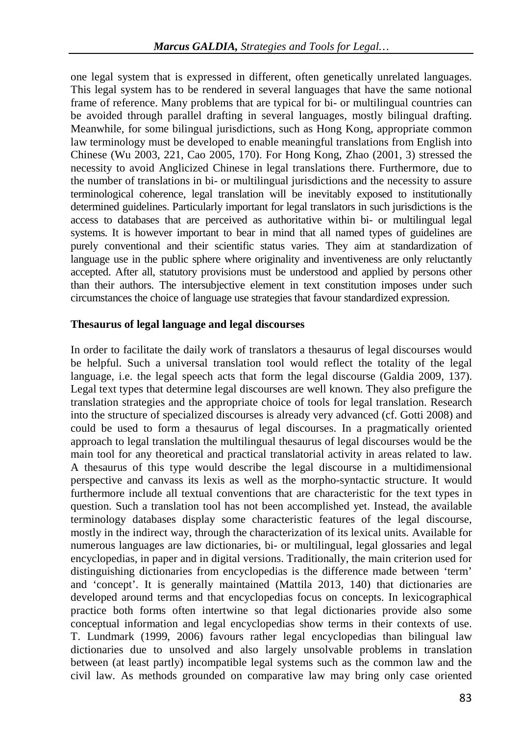one legal system that is expressed in different, often genetically unrelated languages. This legal system has to be rendered in several languages that have the same notional frame of reference. Many problems that are typical for bi- or multilingual countries can be avoided through parallel drafting in several languages, mostly bilingual drafting. Meanwhile, for some bilingual jurisdictions, such as Hong Kong, appropriate common law terminology must be developed to enable meaningful translations from English into Chinese (Wu 2003, 221, Cao 2005, 170). For Hong Kong, Zhao (2001, 3) stressed the necessity to avoid Anglicized Chinese in legal translations there. Furthermore, due to the number of translations in bi- or multilingual jurisdictions and the necessity to assure terminological coherence, legal translation will be inevitably exposed to institutionally determined guidelines. Particularly important for legal translators in such jurisdictions is the access to databases that are perceived as authoritative within bi- or multilingual legal systems. It is however important to bear in mind that all named types of guidelines are purely conventional and their scientific status varies. They aim at standardization of language use in the public sphere where originality and inventiveness are only reluctantly accepted. After all, statutory provisions must be understood and applied by persons other than their authors. The intersubjective element in text constitution imposes under such circumstances the choice of language use strategies that favour standardized expression.

## Thesaurus of legal language and legal discourses

In order to facilitate the daily work of translators a thesaurus of legal discourses would be helpful. Such a universal translation tool would reflect the totality of the legal language, i.e. the legal speech acts that form the legal discourse (Galdia 2009, 137). Legal text types that determine legal discourses are well known. They also prefigure the translation strategies and the appropriate choice of tools for legal translation. Research into the structure of specialized discourses is already very advanced (cf. Gotti 2008) and could be used to form a thesaurus of legal discourses. In a pragmatically oriented approach to legal translation the multilingual thesaurus of legal discourses would be the main tool for any theoretical and practical translatorial activity in areas related to law. A thesaurus of this type would describe the legal discourse in a multidimensional perspective and canvass its lexis as well as the morpho-syntactic structure. It would furthermore include all textual conventions that are characteristic for the text types in question. Such a translation tool has not been accomplished yet. Instead, the available terminology databases display some characteristic features of the legal discourse, mostly in the indirect way, through the characterization of its lexical units. Available for numerous languages are law dictionaries, bi- or multilingual, legal glossaries and legal encyclopedias, in paper and in digital versions. Traditionally, the main criterion used for distinguishing dictionaries from encyclopedias is the difference made between 'term' and 'concept'. It is generally maintained (Mattila 2013, 140) that dictionaries are developed around terms and that encyclopedias focus on concepts. In lexicographical practice both forms often intertwine so that legal dictionaries provide also some conceptual information and legal encyclopedias show terms in their contexts of use. T. Lundmark (1999, 2006) favours rather legal encyclopedias than bilingual law dictionaries due to unsolved and also largely unsolvable problems in translation between (at least partly) incompatible legal systems such as the common law and the civil law. As methods grounded on comparative law may bring only case oriented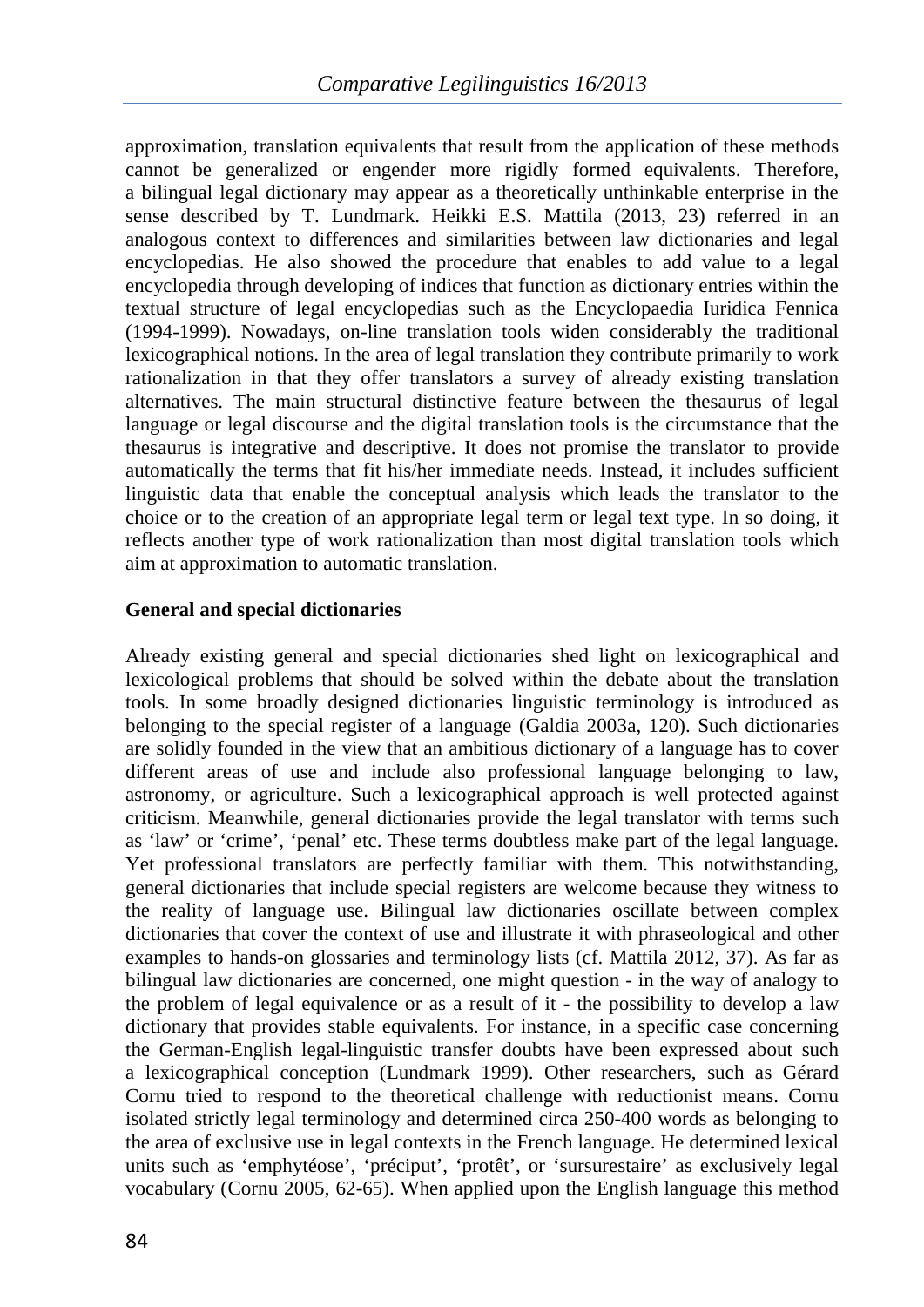approximation, translation equivalents that result from the application of these methods cannot be generalized or engender more rigidly formed equivalents. Therefore, a bilingual legal dictionary may appear as a theoretically unthinkable enterprise in the sense described by T. Lundmark. Heikki E.S. Mattila (2013, 23) referred in an analogous context to differences and similarities between law dictionaries and legal encyclopedias. He also showed the procedure that enables to add value to a legal encyclopedia through developing of indices that function as dictionary entries within the textual structure of legal encyclopedias such as the Encyclopaedia Iuridica Fennica (1994-1999). Nowadays, on-line translation tools widen considerably the traditional lexicographical notions. In the area of legal translation they contribute primarily to work rationalization in that they offer translators a survey of already existing translation alternatives. The main structural distinctive feature between the thesaurus of legal language or legal discourse and the digital translation tools is the circumstance that the thesaurus is integrative and descriptive. It does not promise the translator to provide automatically the terms that fit his/her immediate needs. Instead, it includes sufficient linguistic data that enable the conceptual analysis which leads the translator to the choice or to the creation of an appropriate legal term or legal text type. In so doing, it reflects another type of work rationalization than most digital translation tools which aim at approximation to automatic translation.

**General and special dictionaries**

Already existing general and special dictionaries shed light on lexicographical and lexicological problems that should be solved within the debate about the translation tools. In some broadly designed dictionaries linguistic terminology is introduced as belonging to the special register of a language (Galdia 2003a, 120). Such dictionaries are solidly founded in the view that an ambitious dictionary of a language has to cover different areas of use and include also professional language belonging to law, astronomy, or agriculture. Such a lexicographical approach is well protected against criticism. Meanwhile, general dictionaries provide the legal translator with terms such as 'law' or 'crime', 'penal' etc. These terms doubtless make part of the legal language. Yet professional translators are perfectly familiar with them. This notwithstanding, general dictionaries that include special registers are welcome because they witness to the reality of language use. Bilingual law dictionaries oscillate between complex dictionaries that cover the context of use and illustrate it with phraseological and other examples to hands-on glossaries and terminology lists (cf. Mattila 2012, 37). As far as bilingual law dictionaries are concerned, one might question - in the way of analogy to the problem of legal equivalence or as a result of it - the possibility to develop a law dictionary that provides stable equivalents. For instance, in a specific case concerning the German-English legal-linguistic transfer doubts have been expressed about such a lexicographical conception (Lundmark 1999). Other researchers, such as Gérard Cornu tried to respond to the theoretical challenge with reductionist means. Cornu isolated strictly legal terminology and determined circa 250-400 words as belonging to the area of exclusive use in legal contexts in the French language. He determined lexical units such as 'emphytéose', 'préciput', 'protêt', or 'sursurestaire' as exclusively legal vocabulary (Cornu 2005, 62-65). When applied upon the English language this method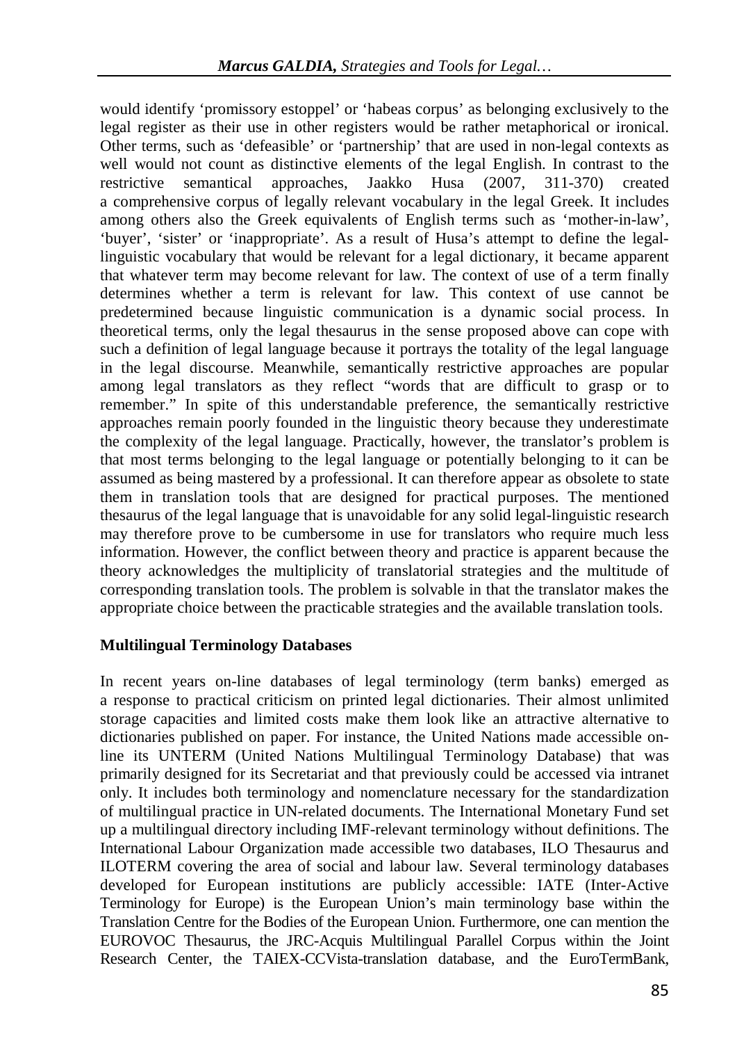would identify 'promissory estoppel' or 'habeas corpus' as belonging exclusively to the legal register as their use in other registers would be rather metaphorical or ironical. Other terms, such as 'defeasible' or 'partnership' that are used in non-legal contexts as well would not count as distinctive elements of the legal English. In contrast to the restrictive semantical approaches, Jaakko Husa (2007, 311-370) created a comprehensive corpus of legally relevant vocabulary in the legal Greek. It includes among others also the Greek equivalents of English terms such as 'mother-in-law', 'buyer', 'sister' or 'inappropriate'. As a result of Husa's attempt to define the legal-linguistic vocabulary that would be relevant for a legal dictionary, it became apparent that whatever term may become relevant for law. The context of use of a term finally determines whether a term is relevant for law. This context of use cannot be predetermined because linguistic communication is a dynamic social process. In theoretical terms, only the legal thesaurus in the sense proposed above can cope with such a definition of legal language because it portrays the totality of the legal language in the legal discourse. Meanwhile, semantically restrictive approaches are popular among legal translators as they reflect "words that are difficult to grasp or to remember." In spite of this understandable preference, the semantically restrictive approaches remain poorly founded in the linguistic theory because they underestimate the complexity of the legal language. Practically, however, the translator's problem is that most terms belonging to the legal language or potentially belonging to it can be assumed as being mastered by a professional. It can therefore appear as obsolete to state them in translation tools that are designed for practical purposes. The mentioned thesaurus of the legal language that is unavoidable for any solid legal-linguistic research may therefore prove to be cumbersome in use for translators who require much less information. However, the conflict between theory and practice is apparent because the theory acknowledges the multiplicity of translatorial strategies and the multitude of corresponding translation tools. The problem is solvable in that the translator makes the appropriate choice between the practicable strategies and the available translation tools.

## Multilingual Terminology Databases

In recent years on-line databases of legal terminology (term banks) emerged as a response to practical criticism on printed legal dictionaries. Their almost unlimited storage capacities and limited costs make them look like an attractive alternative to dictionaries published on paper. For instance, the United Nations made accessible on-line its UNTERM (United Nations Multilingual Terminology Database) that was primarily designed for its Secretariat and that previously could be accessed via intranet only. It includes both terminology and nomenclature necessary for the standardization of multilingual practice in UN-related documents. The International Monetary Fund set up a multilingual directory including IMF-relevant terminology without definitions. The International Labour Organization made accessible two databases, ILO Thesaurus and ILOTERM covering the area of social and labour law. Several terminology databases developed for European institutions are publicly accessible: IATE (Inter-Active Terminology for Europe) is the European Union's main terminology base within the Translation Centre for the Bodies of the European Union. Furthermore, one can mention the EUROVOC Thesaurus, the JRC-Acquis Multilingual Parallel Corpus within the Joint Research Center, the TAIEX-CCVista-translation database, and the EuroTermBank,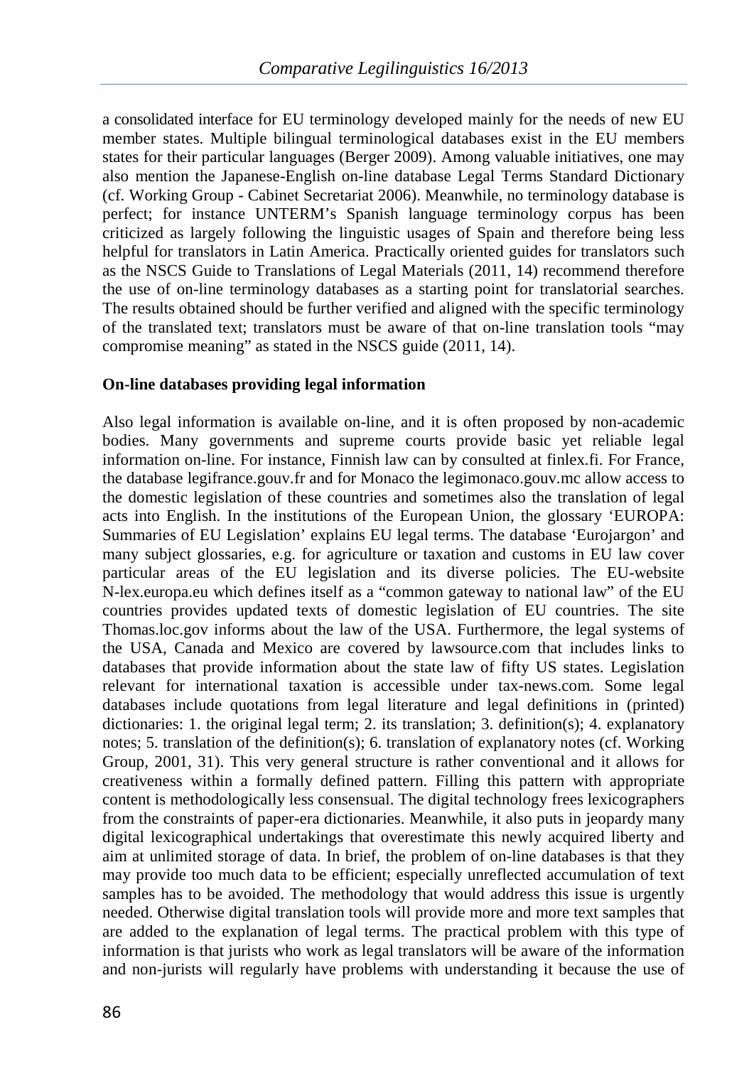a consolidated interface for EU terminology developed mainly for the needs of new EU member states. Multiple bilingual terminological databases exist in the EU members states for their particular languages (Berger 2009). Among valuable initiatives, one may also mention the Japanese-English on-line database Legal Terms Standard Dictionary (cf. Working Group - Cabinet Secretariat 2006). Meanwhile, no terminology database is perfect; for instance UNTERM's Spanish language terminology corpus has been criticized as largely following the linguistic usages of Spain and therefore being less helpful for translators in Latin America. Practically oriented guides for translators such as the NSCS Guide to Translations of Legal Materials (2011, 14) recommend therefore the use of on-line terminology databases as a starting point for translatorial searches. The results obtained should be further verified and aligned with the specific terminology of the translated text; translators must be aware of that on-line translation tools "may compromise meaning" as stated in the NSCS guide (2011, 14).

**On-line databases providing legal information**

Also legal information is available on-line, and it is often proposed by non-academic bodies. Many governments and supreme courts provide basic yet reliable legal information on-line. For instance, Finnish law can by consulted at finlex.fi. For France, the database legifrance.gouv.fr and for Monaco the legimonaco.gouv.mc allow access to the domestic legislation of these countries and sometimes also the translation of legal acts into English. In the institutions of the European Union, the glossary 'EUROPA: Summaries of EU Legislation' explains EU legal terms. The database 'Eurojargon' and many subject glossaries, e.g. for agriculture or taxation and customs in EU law cover particular areas of the EU legislation and its diverse policies. The EU-website N-lex.europa.eu which defines itself as a "common gateway to national law" of the EU countries provides updated texts of domestic legislation of EU countries. The site Thomas.loc.gov informs about the law of the USA. Furthermore, the legal systems of the USA, Canada and Mexico are covered by lawsource.com that includes links to databases that provide information about the state law of fifty US states. Legislation relevant for international taxation is accessible under tax-news.com. Some legal databases include quotations from legal literature and legal definitions in (printed) dictionaries: 1. the original legal term; 2. its translation; 3. definition(s); 4. explanatory notes; 5. translation of the definition(s); 6. translation of explanatory notes (cf. Working Group, 2001, 31). This very general structure is rather conventional and it allows for creativeness within a formally defined pattern. Filling this pattern with appropriate content is methodologically less consensual. The digital technology frees lexicographers from the constraints of paper-era dictionaries. Meanwhile, it also puts in jeopardy many digital lexicographical undertakings that overestimate this newly acquired liberty and aim at unlimited storage of data. In brief, the problem of on-line databases is that they may provide too much data to be efficient; especially unreflected accumulation of text samples has to be avoided. The methodology that would address this issue is urgently needed. Otherwise digital translation tools will provide more and more text samples that are added to the explanation of legal terms. The practical problem with this type of information is that jurists who work as legal translators will be aware of the information and non-jurists will regularly have problems with understanding it because the use of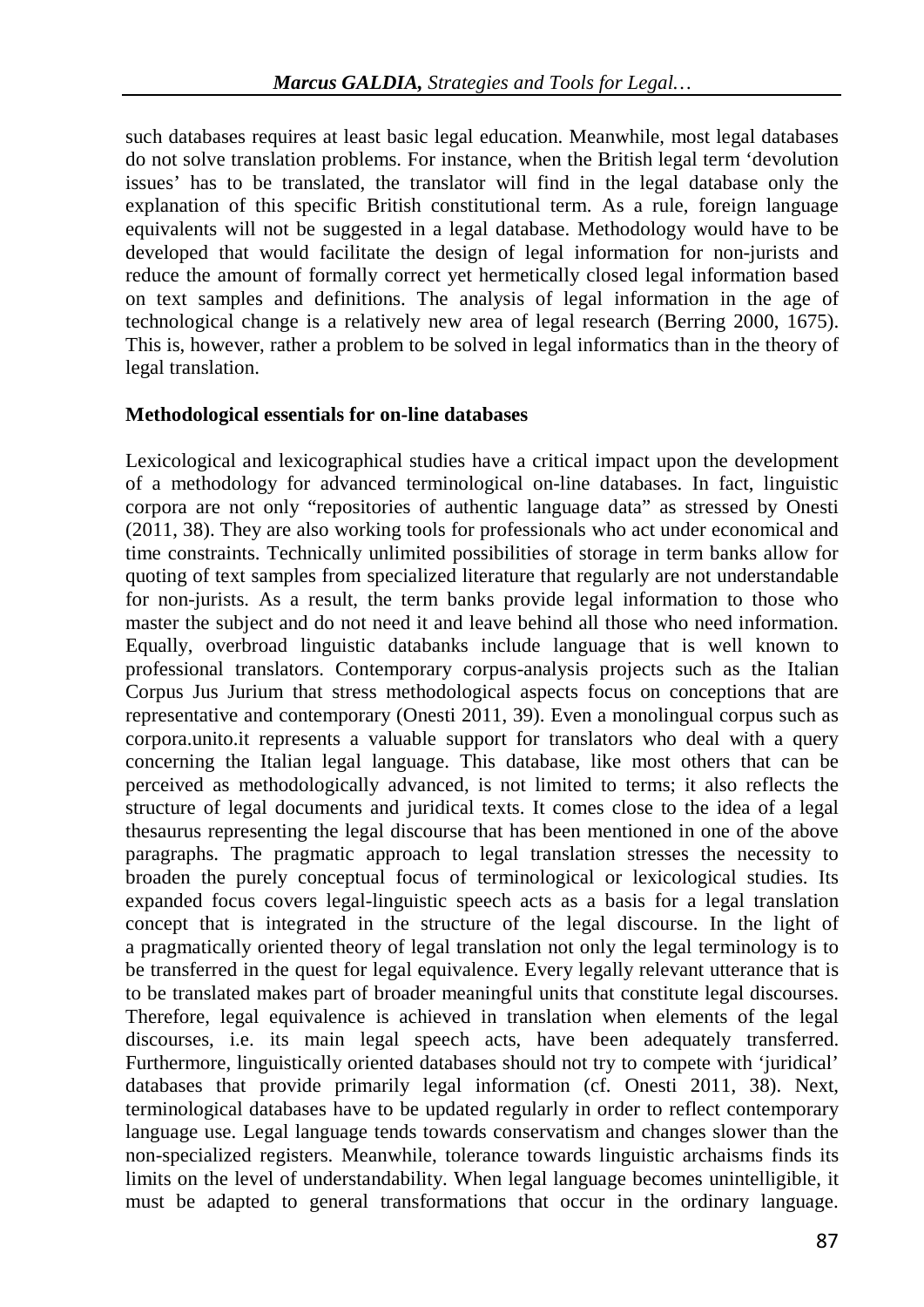such databases requires at least basic legal education. Meanwhile, most legal databases do not solve translation problems. For instance, when the British legal term 'devolution issues' has to be translated, the translator will find in the legal database only the explanation of this specific British constitutional term. As a rule, foreign language equivalents will not be suggested in a legal database. Methodology would have to be developed that would facilitate the design of legal information for non-jurists and reduce the amount of formally correct yet hermetically closed legal information based on text samples and definitions. The analysis of legal information in the age of technological change is a relatively new area of legal research (Berring 2000, 1675). This is, however, rather a problem to be solved in legal informatics than in the theory of legal translation.

## Methodological essentials for on-line databases

Lexicological and lexicographical studies have a critical impact upon the development of a methodology for advanced terminological on-line databases. In fact, linguistic corpora are not only "repositories of authentic language data" as stressed by Onesti (2011, 38). They are also working tools for professionals who act under economical and time constraints. Technically unlimited possibilities of storage in term banks allow for quoting of text samples from specialized literature that regularly are not understandable for non-jurists. As a result, the term banks provide legal information to those who master the subject and do not need it and leave behind all those who need information. Equally, overbroad linguistic databanks include language that is well known to professional translators. Contemporary corpus-analysis projects such as the Italian Corpus Jus Jurium that stress methodological aspects focus on conceptions that are representative and contemporary (Onesti 2011, 39). Even a monolingual corpus such as corpora.unito.it represents a valuable support for translators who deal with a query concerning the Italian legal language. This database, like most others that can be perceived as methodologically advanced, is not limited to terms; it also reflects the structure of legal documents and juridical texts. It comes close to the idea of a legal thesaurus representing the legal discourse that has been mentioned in one of the above paragraphs. The pragmatic approach to legal translation stresses the necessity to broaden the purely conceptual focus of terminological or lexicological studies. Its expanded focus covers legal-linguistic speech acts as a basis for a legal translation concept that is integrated in the structure of the legal discourse. In the light of a pragmatically oriented theory of legal translation not only the legal terminology is to be transferred in the quest for legal equivalence. Every legally relevant utterance that is to be translated makes part of broader meaningful units that constitute legal discourses. Therefore, legal equivalence is achieved in translation when elements of the legal discourses, i.e. its main legal speech acts, have been adequately transferred. Furthermore, linguistically oriented databases should not try to compete with 'juridical' databases that provide primarily legal information (cf. Onesti 2011, 38). Next, terminological databases have to be updated regularly in order to reflect contemporary language use. Legal language tends towards conservatism and changes slower than the non-specialized registers. Meanwhile, tolerance towards linguistic archaisms finds its limits on the level of understandability. When legal language becomes unintelligible, it must be adapted to general transformations that occur in the ordinary language.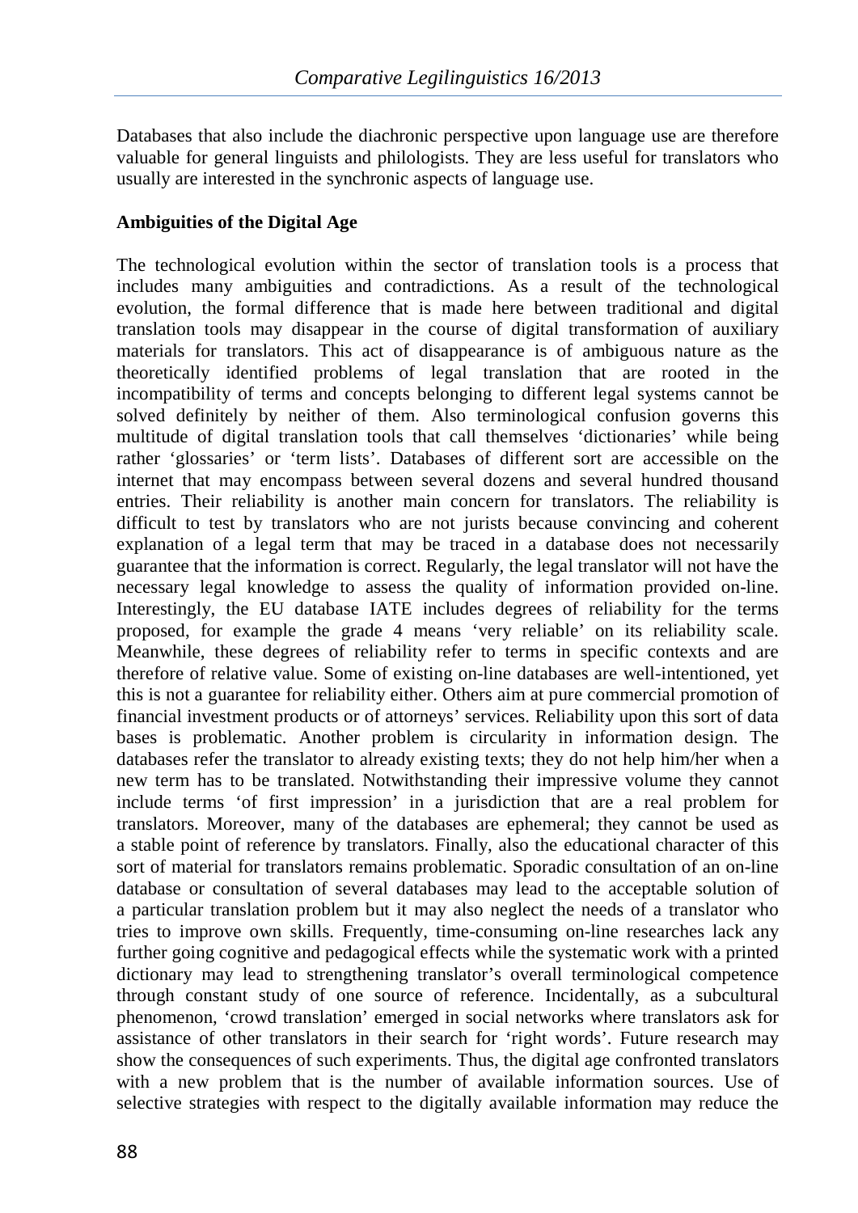Databases that also include the diachronic perspective upon language use are therefore valuable for general linguists and philologists. They are less useful for translators who usually are interested in the synchronic aspects of language use.

**Ambiguities of the Digital Age**

The technological evolution within the sector of translation tools is a process that includes many ambiguities and contradictions. As a result of the technological evolution, the formal difference that is made here between traditional and digital translation tools may disappear in the course of digital transformation of auxiliary materials for translators. This act of disappearance is of ambiguous nature as the theoretically identified problems of legal translation that are rooted in the incompatibility of terms and concepts belonging to different legal systems cannot be solved definitely by neither of them. Also terminological confusion governs this multitude of digital translation tools that call themselves 'dictionaries' while being rather 'glossaries' or 'term lists'. Databases of different sort are accessible on the internet that may encompass between several dozens and several hundred thousand entries. Their reliability is another main concern for translators. The reliability is difficult to test by translators who are not jurists because convincing and coherent explanation of a legal term that may be traced in a database does not necessarily guarantee that the information is correct. Regularly, the legal translator will not have the necessary legal knowledge to assess the quality of information provided on-line. Interestingly, the EU database IATE includes degrees of reliability for the terms proposed, for example the grade 4 means 'very reliable' on its reliability scale. Meanwhile, these degrees of reliability refer to terms in specific contexts and are therefore of relative value. Some of existing on-line databases are well-intentioned, yet this is not a guarantee for reliability either. Others aim at pure commercial promotion of financial investment products or of attorneys' services. Reliability upon this sort of data bases is problematic. Another problem is circularity in information design. The databases refer the translator to already existing texts; they do not help him/her when a new term has to be translated. Notwithstanding their impressive volume they cannot include terms 'of first impression' in a jurisdiction that are a real problem for translators. Moreover, many of the databases are ephemeral; they cannot be used as a stable point of reference by translators. Finally, also the educational character of this sort of material for translators remains problematic. Sporadic consultation of an on-line database or consultation of several databases may lead to the acceptable solution of a particular translation problem but it may also neglect the needs of a translator who tries to improve own skills. Frequently, time-consuming on-line researches lack any further going cognitive and pedagogical effects while the systematic work with a printed dictionary may lead to strengthening translator's overall terminological competence through constant study of one source of reference. Incidentally, as a subcultural phenomenon, 'crowd translation' emerged in social networks where translators ask for assistance of other translators in their search for 'right words'. Future research may show the consequences of such experiments. Thus, the digital age confronted translators with a new problem that is the number of available information sources. Use of selective strategies with respect to the digitally available information may reduce the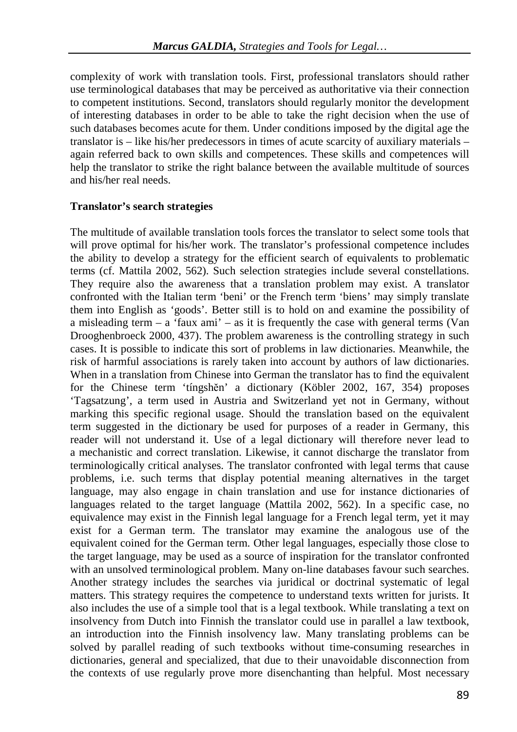complexity of work with translation tools. First, professional translators should rather use terminological databases that may be perceived as authoritative via their connection to competent institutions. Second, translators should regularly monitor the development of interesting databases in order to be able to take the right decision when the use of such databases becomes acute for them. Under conditions imposed by the digital age the translator is – like his/her predecessors in times of acute scarcity of auxiliary materials – again referred back to own skills and competences. These skills and competences will help the translator to strike the right balance between the available multitude of sources and his/her real needs.

**Translator's search strategies**

The multitude of available translation tools forces the translator to select some tools that will prove optimal for his/her work. The translator's professional competence includes the ability to develop a strategy for the efficient search of equivalents to problematic terms (cf. Mattila 2002, 562). Such selection strategies include several constellations. They require also the awareness that a translation problem may exist. A translator confronted with the Italian term 'beni' or the French term 'biens' may simply translate them into English as 'goods'. Better still is to hold on and examine the possibility of a misleading term – a 'faux ami' – as it is frequently the case with general terms (Van Drooghenbroeck 2000, 437). The problem awareness is the controlling strategy in such cases. It is possible to indicate this sort of problems in law dictionaries. Meanwhile, the risk of harmful associations is rarely taken into account by authors of law dictionaries. When in a translation from Chinese into German the translator has to find the equivalent for the Chinese term 'tíngshěn' a dictionary (Köbler 2002, 167, 354) proposes 'Tagsatzung', a term used in Austria and Switzerland yet not in Germany, without marking this specific regional usage. Should the translation based on the equivalent term suggested in the dictionary be used for purposes of a reader in Germany, this reader will not understand it. Use of a legal dictionary will therefore never lead to a mechanistic and correct translation. Likewise, it cannot discharge the translator from terminologically critical analyses. The translator confronted with legal terms that cause problems, i.e. such terms that display potential meaning alternatives in the target language, may also engage in chain translation and use for instance dictionaries of languages related to the target language (Mattila 2002, 562). In a specific case, no equivalence may exist in the Finnish legal language for a French legal term, yet it may exist for a German term. The translator may examine the analogous use of the equivalent coined for the German term. Other legal languages, especially those close to the target language, may be used as a source of inspiration for the translator confronted with an unsolved terminological problem. Many on-line databases favour such searches. Another strategy includes the searches via juridical or doctrinal systematic of legal matters. This strategy requires the competence to understand texts written for jurists. It also includes the use of a simple tool that is a legal textbook. While translating a text on insolvency from Dutch into Finnish the translator could use in parallel a law textbook, an introduction into the Finnish insolvency law. Many translating problems can be solved by parallel reading of such textbooks without time-consuming researches in dictionaries, general and specialized, that due to their unavoidable disconnection from the contexts of use regularly prove more disenchanting than helpful. Most necessary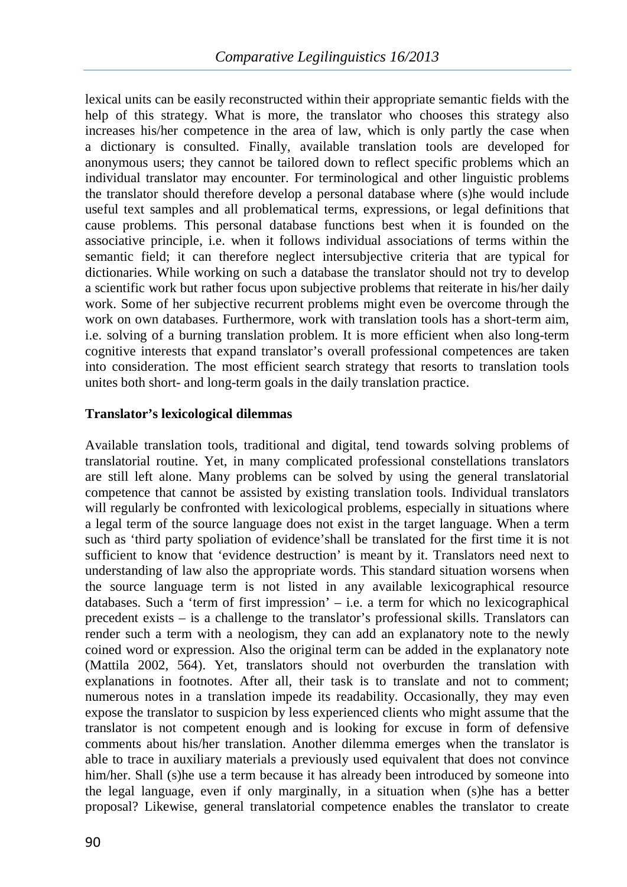lexical units can be easily reconstructed within their appropriate semantic fields with the help of this strategy. What is more, the translator who chooses this strategy also increases his/her competence in the area of law, which is only partly the case when a dictionary is consulted. Finally, available translation tools are developed for anonymous users; they cannot be tailored down to reflect specific problems which an individual translator may encounter. For terminological and other linguistic problems the translator should therefore develop a personal database where (s)he would include useful text samples and all problematical terms, expressions, or legal definitions that cause problems. This personal database functions best when it is founded on the associative principle, i.e. when it follows individual associations of terms within the semantic field; it can therefore neglect intersubjective criteria that are typical for dictionaries. While working on such a database the translator should not try to develop a scientific work but rather focus upon subjective problems that reiterate in his/her daily work. Some of her subjective recurrent problems might even be overcome through the work on own databases. Furthermore, work with translation tools has a short-term aim, i.e. solving of a burning translation problem. It is more efficient when also long-term cognitive interests that expand translator's overall professional competences are taken into consideration. The most efficient search strategy that resorts to translation tools unites both short- and long-term goals in the daily translation practice.

## Translator's lexicological dilemmas

Available translation tools, traditional and digital, tend towards solving problems of translatorial routine. Yet, in many complicated professional constellations translators are still left alone. Many problems can be solved by using the general translatorial competence that cannot be assisted by existing translation tools. Individual translators will regularly be confronted with lexicological problems, especially in situations where a legal term of the source language does not exist in the target language. When a term such as 'third party spoliation of evidence'shall be translated for the first time it is not sufficient to know that 'evidence destruction' is meant by it. Translators need next to understanding of law also the appropriate words. This standard situation worsens when the source language term is not listed in any available lexicographical resource databases. Such a 'term of first impression' – i.e. a term for which no lexicographical precedent exists – is a challenge to the translator's professional skills. Translators can render such a term with a neologism, they can add an explanatory note to the newly coined word or expression. Also the original term can be added in the explanatory note (Mattila 2002, 564). Yet, translators should not overburden the translation with explanations in footnotes. After all, their task is to translate and not to comment; numerous notes in a translation impede its readability. Occasionally, they may even expose the translator to suspicion by less experienced clients who might assume that the translator is not competent enough and is looking for excuse in form of defensive comments about his/her translation. Another dilemma emerges when the translator is able to trace in auxiliary materials a previously used equivalent that does not convince him/her. Shall (s)he use a term because it has already been introduced by someone into the legal language, even if only marginally, in a situation when (s)he has a better proposal? Likewise, general translatorial competence enables the translator to create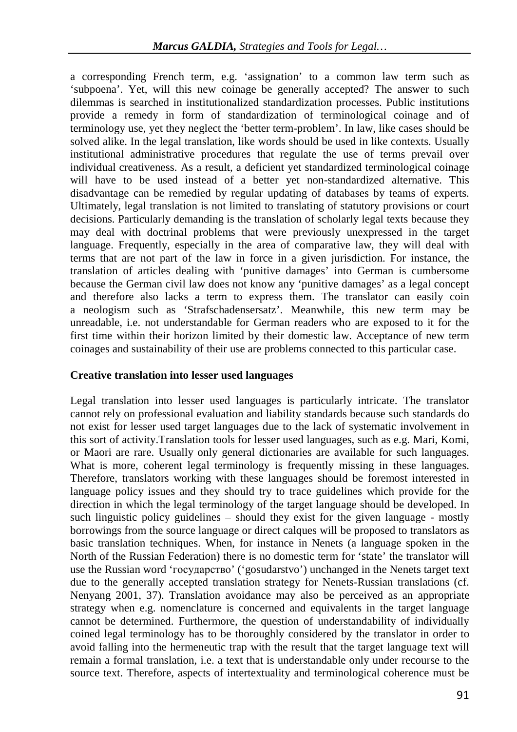a corresponding French term, e.g. 'assignation' to a common law term such as 'subpoena'. Yet, will this new coinage be generally accepted? The answer to such dilemmas is searched in institutionalized standardization processes. Public institutions provide a remedy in form of standardization of terminological coinage and of terminology use, yet they neglect the 'better term-problem'. In law, like cases should be solved alike. In the legal translation, like words should be used in like contexts. Usually institutional administrative procedures that regulate the use of terms prevail over individual creativeness. As a result, a deficient yet standardized terminological coinage will have to be used instead of a better yet non-standardized alternative. This disadvantage can be remedied by regular updating of databases by teams of experts. Ultimately, legal translation is not limited to translating of statutory provisions or court decisions. Particularly demanding is the translation of scholarly legal texts because they may deal with doctrinal problems that were previously unexpressed in the target language. Frequently, especially in the area of comparative law, they will deal with terms that are not part of the law in force in a given jurisdiction. For instance, the translation of articles dealing with 'punitive damages' into German is cumbersome because the German civil law does not know any 'punitive damages' as a legal concept and therefore also lacks a term to express them. The translator can easily coin a neologism such as 'Strafschadensersatz'. Meanwhile, this new term may be unreadable, i.e. not understandable for German readers who are exposed to it for the first time within their horizon limited by their domestic law. Acceptance of new term coinages and sustainability of their use are problems connected to this particular case.

## Creative translation into lesser used languages

Legal translation into lesser used languages is particularly intricate. The translator cannot rely on professional evaluation and liability standards because such standards do not exist for lesser used target languages due to the lack of systematic involvement in this sort of activity.Translation tools for lesser used languages, such as e.g. Mari, Komi, or Maori are rare. Usually only general dictionaries are available for such languages. What is more, coherent legal terminology is frequently missing in these languages. Therefore, translators working with these languages should be foremost interested in language policy issues and they should try to trace guidelines which provide for the direction in which the legal terminology of the target language should be developed. In such linguistic policy guidelines – should they exist for the given language - mostly borrowings from the source language or direct calques will be proposed to translators as basic translation techniques. When, for instance in Nenets (a language spoken in the North of the Russian Federation) there is no domestic term for 'state' the translator will use the Russian word 'государство' ('gosudarstvo') unchanged in the Nenets target text due to the generally accepted translation strategy for Nenets-Russian translations (cf. Nenyang 2001, 37). Translation avoidance may also be perceived as an appropriate strategy when e.g. nomenclature is concerned and equivalents in the target language cannot be determined. Furthermore, the question of understandability of individually coined legal terminology has to be thoroughly considered by the translator in order to avoid falling into the hermeneutic trap with the result that the target language text will remain a formal translation, i.e. a text that is understandable only under recourse to the source text. Therefore, aspects of intertextuality and terminological coherence must be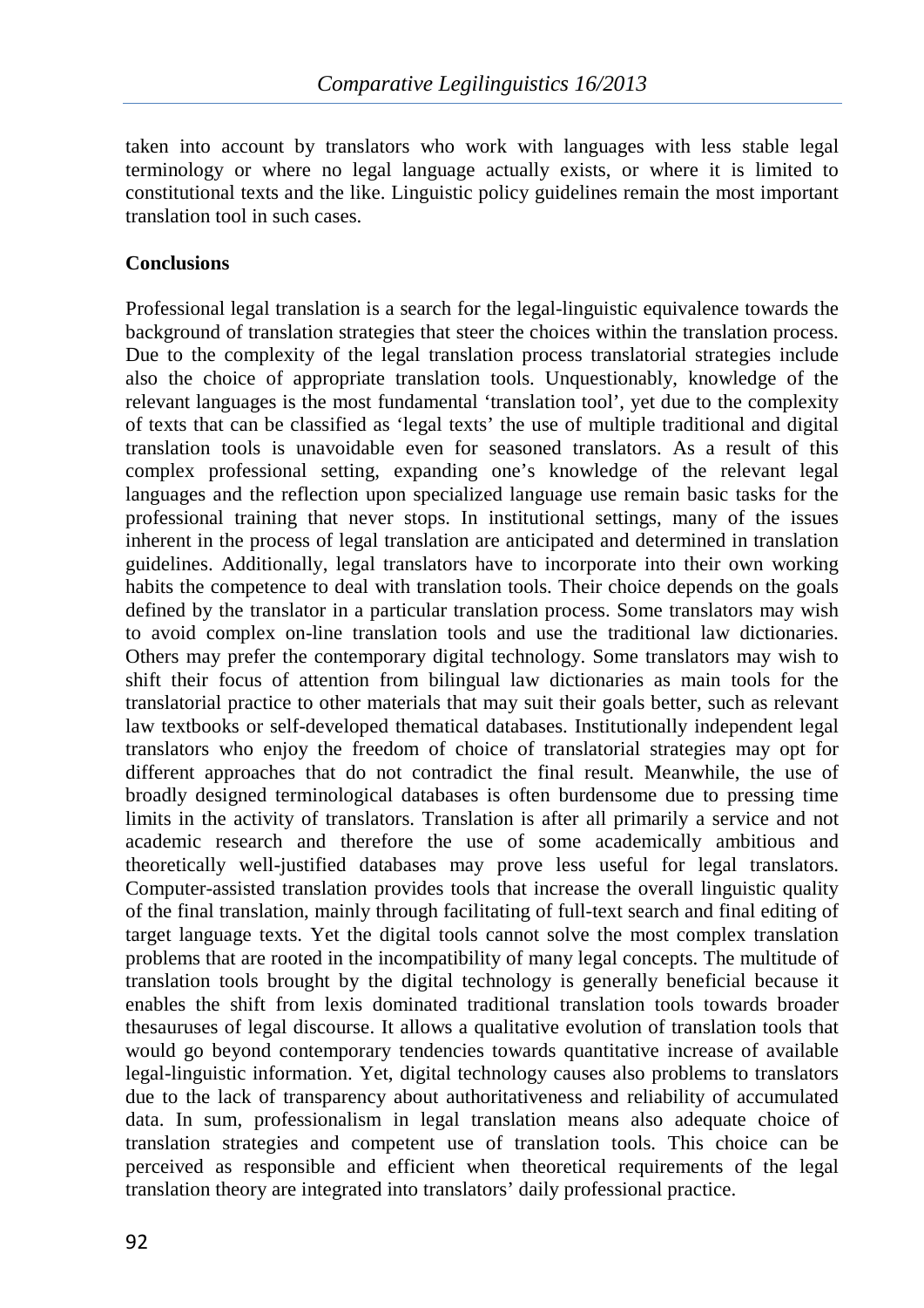taken into account by translators who work with languages with less stable legal terminology or where no legal language actually exists, or where it is limited to constitutional texts and the like. Linguistic policy guidelines remain the most important translation tool in such cases.

## Conclusions

Professional legal translation is a search for the legal-linguistic equivalence towards the background of translation strategies that steer the choices within the translation process. Due to the complexity of the legal translation process translatorial strategies include also the choice of appropriate translation tools. Unquestionably, knowledge of the relevant languages is the most fundamental 'translation tool', yet due to the complexity of texts that can be classified as 'legal texts' the use of multiple traditional and digital translation tools is unavoidable even for seasoned translators. As a result of this complex professional setting, expanding one's knowledge of the relevant legal languages and the reflection upon specialized language use remain basic tasks for the professional training that never stops. In institutional settings, many of the issues inherent in the process of legal translation are anticipated and determined in translation guidelines. Additionally, legal translators have to incorporate into their own working habits the competence to deal with translation tools. Their choice depends on the goals defined by the translator in a particular translation process. Some translators may wish to avoid complex on-line translation tools and use the traditional law dictionaries. Others may prefer the contemporary digital technology. Some translators may wish to shift their focus of attention from bilingual law dictionaries as main tools for the translatorial practice to other materials that may suit their goals better, such as relevant law textbooks or self-developed thematical databases. Institutionally independent legal translators who enjoy the freedom of choice of translatorial strategies may opt for different approaches that do not contradict the final result. Meanwhile, the use of broadly designed terminological databases is often burdensome due to pressing time limits in the activity of translators. Translation is after all primarily a service and not academic research and therefore the use of some academically ambitious and theoretically well-justified databases may prove less useful for legal translators. Computer-assisted translation provides tools that increase the overall linguistic quality of the final translation, mainly through facilitating of full-text search and final editing of target language texts. Yet the digital tools cannot solve the most complex translation problems that are rooted in the incompatibility of many legal concepts. The multitude of translation tools brought by the digital technology is generally beneficial because it enables the shift from lexis dominated traditional translation tools towards broader thesauruses of legal discourse. It allows a qualitative evolution of translation tools that would go beyond contemporary tendencies towards quantitative increase of available legal-linguistic information. Yet, digital technology causes also problems to translators due to the lack of transparency about authoritativeness and reliability of accumulated data. In sum, professionalism in legal translation means also adequate choice of translation strategies and competent use of translation tools. This choice can be perceived as responsible and efficient when theoretical requirements of the legal translation theory are integrated into translators' daily professional practice.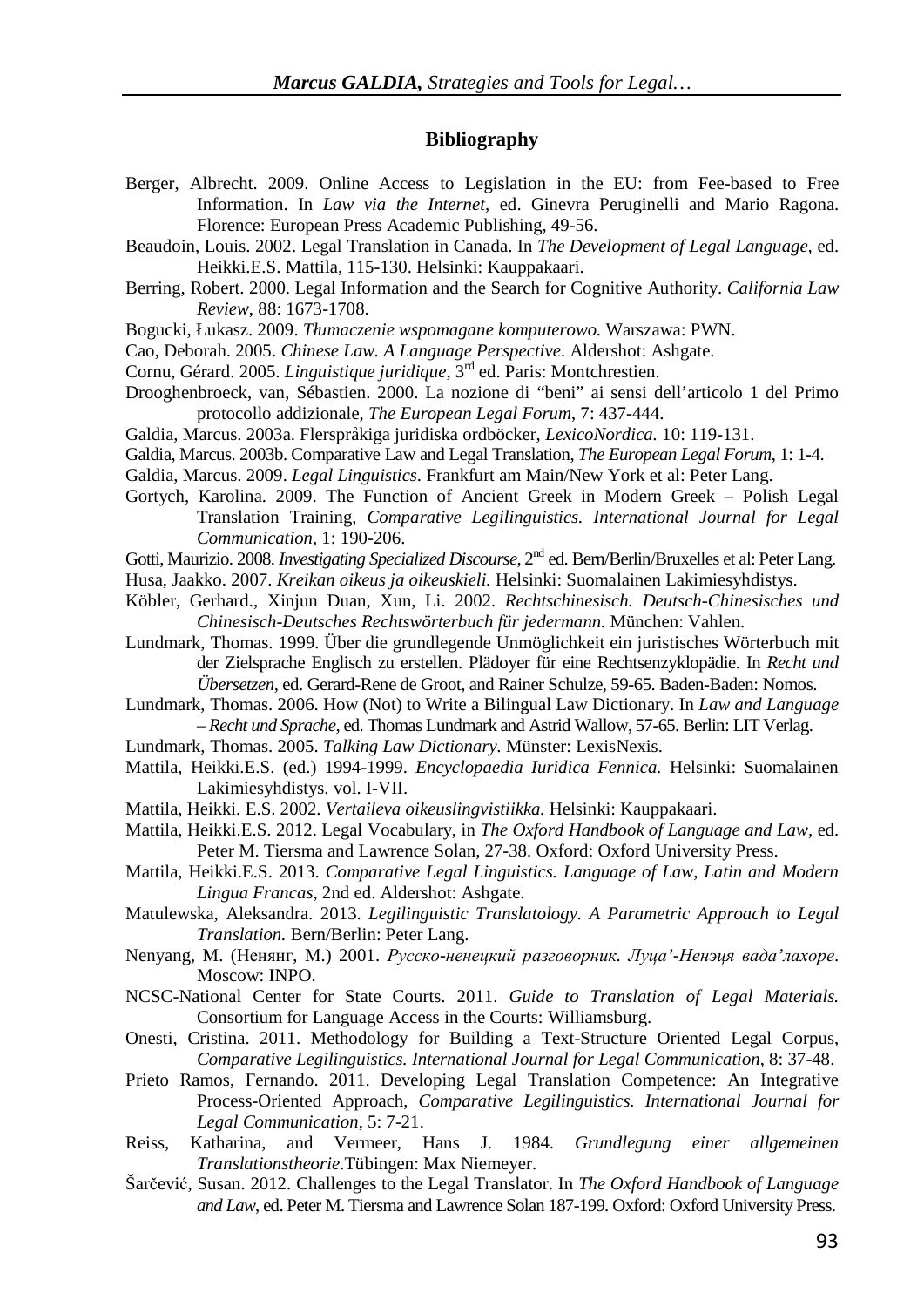## Bibliography

Berger, Albrecht. 2009. Online Access to Legislation in the EU: from Fee-based to Free Information. In *Law via the Internet*, ed. Ginevra Peruginelli and Mario Ragona. Florence: European Press Academic Publishing, 49-56.

Beaudoin, Louis. 2002. Legal Translation in Canada. In *The Development of Legal Language*, ed. Heikki.E.S. Mattila, 115-130. Helsinki: Kauppakaari.

Berring, Robert. 2000. Legal Information and the Search for Cognitive Authority. *California Law Review*, 88: 1673-1708.

Bogucki, Łukasz. 2009. *Tłumaczenie wspomagane komputerowo.* Warszawa: PWN.

Cao, Deborah. 2005. *Chinese Law. A Language Perspective*. Aldershot: Ashgate.

Cornu, Gérard. 2005. *Linguistique juridique*, 3rd ed. Paris: Montchrestien.

Drooghenbroeck, van, Sébastien. 2000. La nozione di "beni" ai sensi dell'articolo 1 del Primo protocollo addizionale, *The European Legal Forum*, 7: 437-444.

Galdia, Marcus. 2003a. Flerspråkiga juridiska ordböcker, *LexicoNordica*. 10: 119-131.

Galdia, Marcus. 2003b. Comparative Law and Legal Translation, *The European Legal Forum*, 1: 1-4.

Galdia, Marcus. 2009. *Legal Linguistics*. Frankfurt am Main/New York et al: Peter Lang.

Gortych, Karolina. 2009. The Function of Ancient Greek in Modern Greek – Polish Legal Translation Training, *Comparative Legilinguistics. International Journal for Legal Communication*, 1: 190-206.

Gotti, Maurizio. 2008. *Investigating Specialized Discourse*, 2nd ed. Bern/Berlin/Bruxelles et al: Peter Lang.

Husa, Jaakko. 2007. *Kreikan oikeus ja oikeuskieli.* Helsinki: Suomalainen Lakimiesyhdistys.

Köbler, Gerhard., Xinjun Duan, Xun, Li. 2002. *Rechtschinesisch. Deutsch-Chinesisches und Chinesisch-Deutsches Rechtswörterbuch für jedermann.* München: Vahlen.

Lundmark, Thomas. 1999. Über die grundlegende Unmöglichkeit ein juristisches Wörterbuch mit der Zielsprache Englisch zu erstellen. Plädoyer für eine Rechtsenzyklopädie. In *Recht und Übersetzen*, ed. Gerard-Rene de Groot, and Rainer Schulze, 59-65. Baden-Baden: Nomos.

Lundmark, Thomas. 2006. How (Not) to Write a Bilingual Law Dictionary. In *Law and Language – Recht und Sprache*, ed. Thomas Lundmark and Astrid Wallow, 57-65. Berlin: LIT Verlag.

Lundmark, Thomas. 2005. *Talking Law Dictionary*. Münster: LexisNexis.

Mattila, Heikki.E.S. (ed.) 1994-1999. *Encyclopaedia Iuridica Fennica.* Helsinki: Suomalainen Lakimiesyhdistys. vol. I-VII.

Mattila, Heikki. E.S. 2002. *Vertaileva oikeuslingvistiikka.* Helsinki: Kauppakaari.

Mattila, Heikki.E.S. 2012. Legal Vocabulary, in *The Oxford Handbook of Language and Law*, ed. Peter M. Tiersma and Lawrence Solan, 27-38. Oxford: Oxford University Press.

Mattila, Heikki.E.S. 2013. *Comparative Legal Linguistics. Language of Law, Latin and Modern Lingua Francas*, 2nd ed. Aldershot: Ashgate.

Matulewska, Aleksandra. 2013. *Legilinguistic Translatology. A Parametric Approach to Legal Translation.* Bern/Berlin: Peter Lang.

Nenyang, M. (Нeнянг, M.) 2001. *Русско-ненецкий разговорник. Луца'-Ненэця вада'лахоре*. Moscow: INPO.

NCSC-National Center for State Courts. 2011. *Guide to Translation of Legal Materials.* Consortium for Language Access in the Courts: Williamsburg.

Onesti, Cristina. 2011. Methodology for Building a Text-Structure Oriented Legal Corpus, *Comparative Legilinguistics. International Journal for Legal Communication*, 8: 37-48.

Prieto Ramos, Fernando. 2011. Developing Legal Translation Competence: An Integrative Process-Oriented Approach, *Comparative Legilinguistics. International Journal for Legal Communication*, 5: 7-21.

Reiss, Katharina, and Vermeer, Hans J. 1984. *Grundlegung einer allgemeinen Translationstheorie*.Tübingen: Max Niemeyer.

Šarčević, Susan. 2012. Challenges to the Legal Translator. In *The Oxford Handbook of Language and Law*, ed. Peter M. Tiersma and Lawrence Solan 187-199. Oxford: Oxford University Press.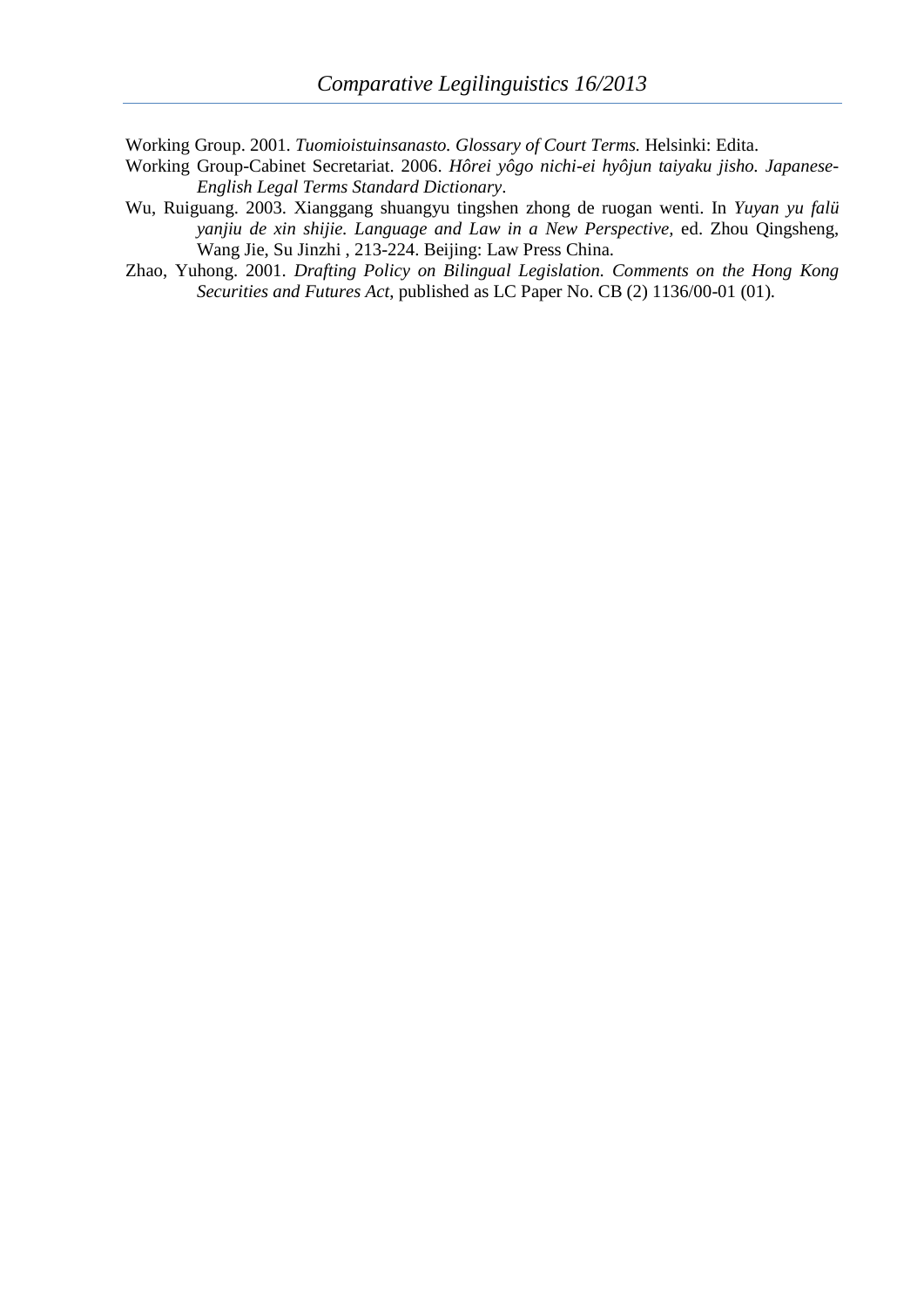Working Group. 2001. *Tuomioistuinsanasto. Glossary of Court Terms.* Helsinki: Edita.

Working Group-Cabinet Secretariat. 2006. *Hôrei yôgo nichi-ei hyôjun taiyaku jisho. Japanese-English Legal Terms Standard Dictionary*.

Wu, Ruiguang. 2003. Xianggang shuangyu tingshen zhong de ruogan wenti. In *Yuyan yu falü yanjiu de xin shijie. Language and Law in a New Perspective,* ed. Zhou Qingsheng, Wang Jie, Su Jinzhi , 213-224. Beijing: Law Press China.

Zhao, Yuhong. 2001. *Drafting Policy on Bilingual Legislation. Comments on the Hong Kong Securities and Futures Act*, published as LC Paper No. CB (2) 1136/00-01 (01).